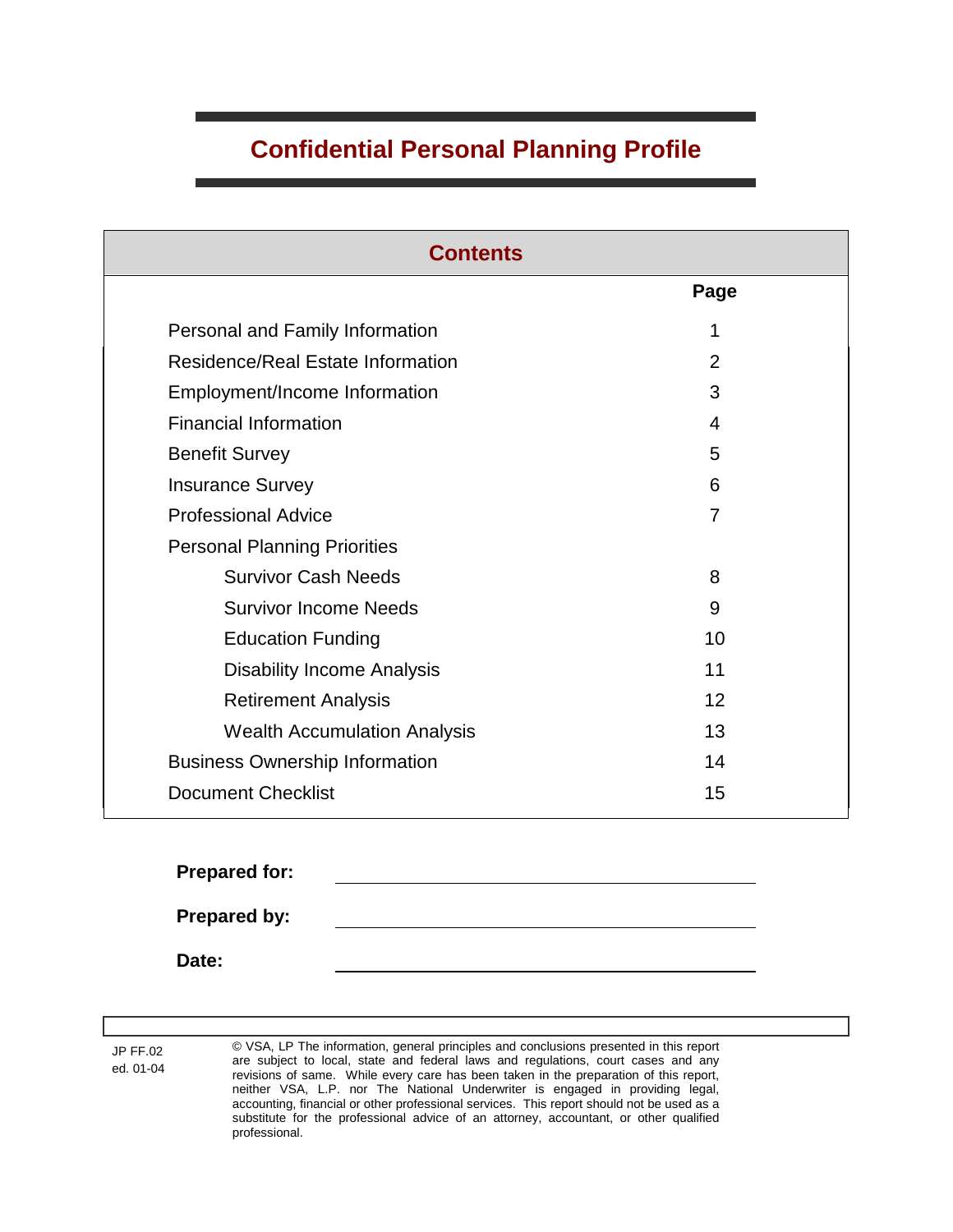# Confidential Personal Planning Profile

## Contents

| | Page |
|---|---|
| Personal and Family Information | 1 |
| Residence/Real Estate Information | 2 |
| Employment/Income Information | 3 |
| Financial Information | 4 |
| Benefit Survey | 5 |
| Insurance Survey | 6 |
| Professional Advice | 7 |
| Personal Planning Priorities | |
| Survivor Cash Needs | 8 |
| Survivor Income Needs | 9 |
| Education Funding | 10 |
| Disability Income Analysis | 11 |
| Retirement Analysis | 12 |
| Wealth Accumulation Analysis | 13 |
| Business Ownership Information | 14 |
| Document Checklist | 15 |

**Prepared for:** ______________________________

**Prepared by:** ______________________________

**Date:** ______________________________

JP FF.02
ed. 01-04

© VSA, LP The information, general principles and conclusions presented in this report are subject to local, state and federal laws and regulations, court cases and any revisions of same. While every care has been taken in the preparation of this report, neither VSA, L.P. nor The National Underwriter is engaged in providing legal, accounting, financial or other professional services. This report should not be used as a substitute for the professional advice of an attorney, accountant, or other qualified professional.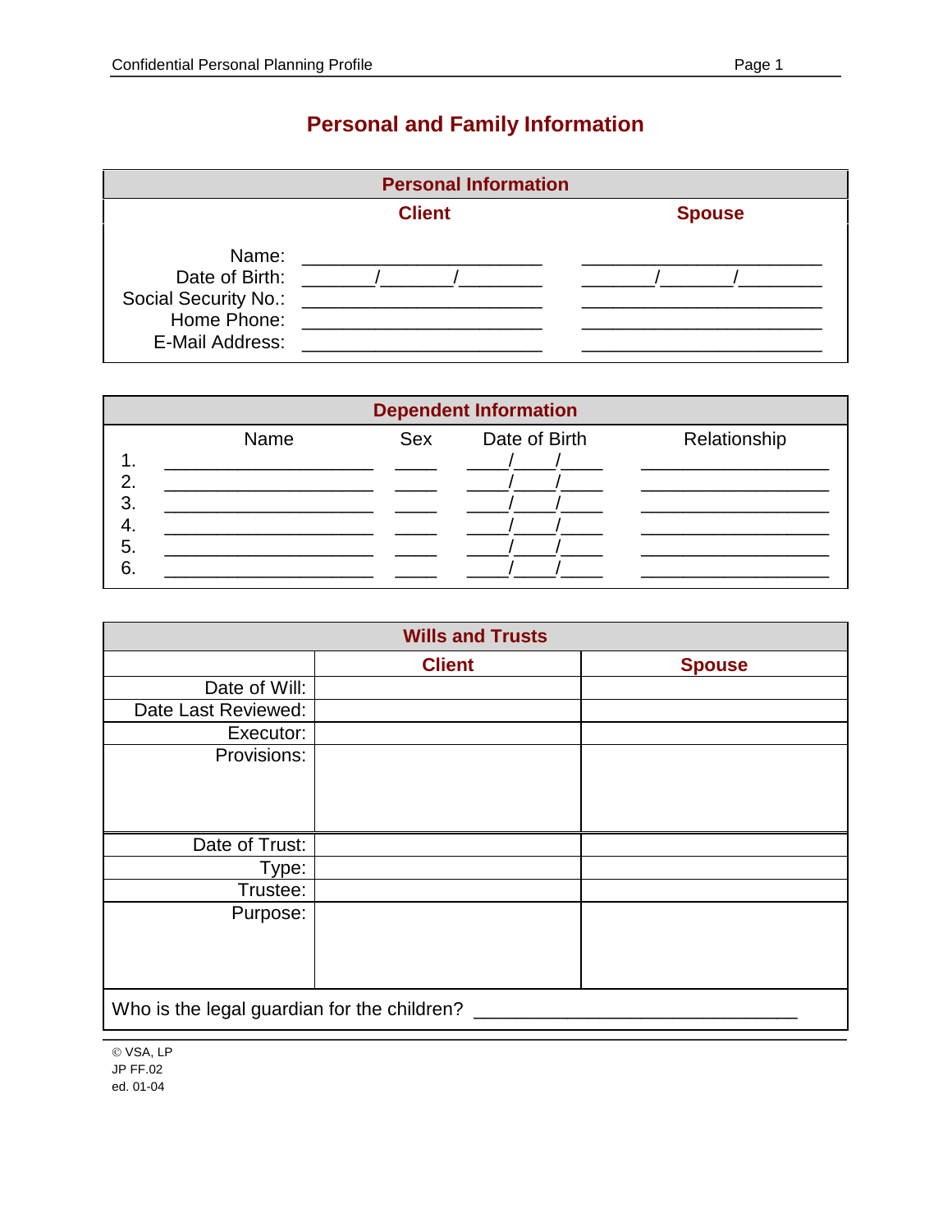# Personal and Family Information

| Personal Information | | |
|---|---|---|
| | **Client** | **Spouse** |
| Name: | ______________________ | ______________________ |
| Date of Birth: | ______/______/______ | ______/______/______ |
| Social Security No.: | ______________________ | ______________________ |
| Home Phone: | ______________________ | ______________________ |
| E-Mail Address: | ______________________ | ______________________ |

| Dependent Information | | | | |
|---|---|---|---|---|
| | Name | Sex | Date of Birth | Relationship |
| 1. | ____________________ | ____ | ____/____/____ | __________________ |
| 2. | ____________________ | ____ | ____/____/____ | __________________ |
| 3. | ____________________ | ____ | ____/____/____ | __________________ |
| 4. | ____________________ | ____ | ____/____/____ | __________________ |
| 5. | ____________________ | ____ | ____/____/____ | __________________ |
| 6. | ____________________ | ____ | ____/____/____ | __________________ |

| Wills and Trusts | | |
|---|---|---|
| | **Client** | **Spouse** |
| Date of Will: | | |
| Date Last Reviewed: | | |
| Executor: | | |
| Provisions: | | |
| Date of Trust: | | |
| Type: | | |
| Trustee: | | |
| Purpose: | | |

Who is the legal guardian for the children? ______________________________

© VSA, LP
JP FF.02
ed. 01-04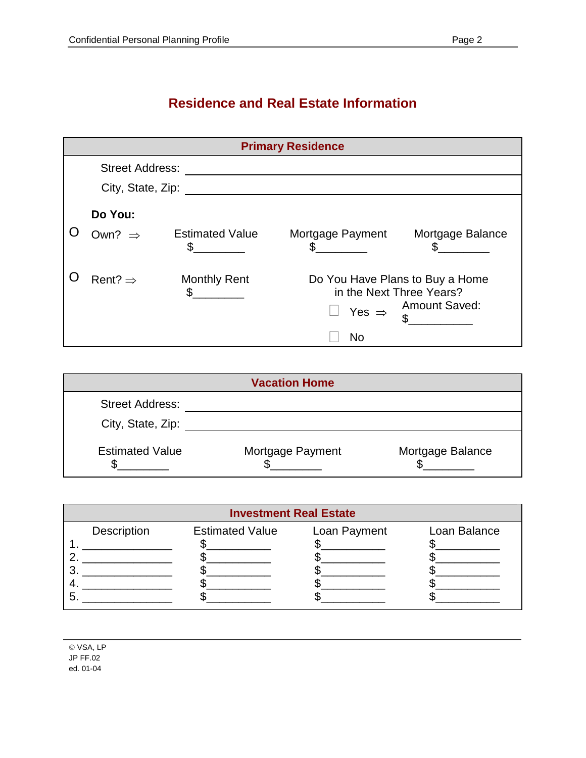# Residence and Real Estate Information

## Primary Residence

Street Address: ________________________________________

City, State, Zip: ________________________________________

**Do You:**

O Own? ⇒ | Estimated Value $________ | Mortgage Payment $________ | Mortgage Balance $________

O Rent? ⇒ | Monthly Rent $________

Do You Have Plans to Buy a Home in the Next Three Years?

- ☐ Yes ⇒ Amount Saved: $__________
- ☐ No

## Vacation Home

Street Address: ________________________________________

City, State, Zip: ________________________________________

| Estimated Value | Mortgage Payment | Mortgage Balance |
|---|---|---|
| $________ | $________ | $________ |

## Investment Real Estate

| | Description | Estimated Value | Loan Payment | Loan Balance |
|---|---|---|---|---|
| 1. | ______________ | $__________ | $__________ | $__________ |
| 2. | ______________ | $__________ | $__________ | $__________ |
| 3. | ______________ | $__________ | $__________ | $__________ |
| 4. | ______________ | $__________ | $__________ | $__________ |
| 5. | ______________ | $__________ | $__________ | $__________ |

© VSA, LP
JP FF.02
ed. 01-04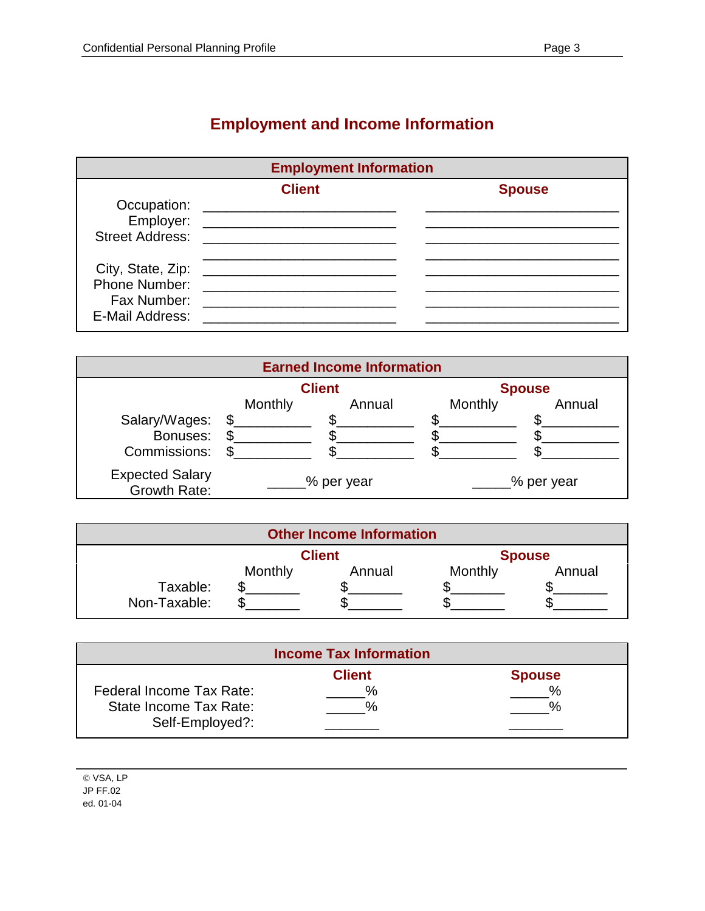# Employment and Income Information

| Employment Information | | |
|---|---|---|
| | **Client** | **Spouse** |
| Occupation: | ________________________ | ________________________ |
| Employer: | ________________________ | ________________________ |
| Street Address: | ________________________ | ________________________ |
| | ________________________ | ________________________ |
| City, State, Zip: | ________________________ | ________________________ |
| Phone Number: | ________________________ | ________________________ |
| Fax Number: | ________________________ | ________________________ |
| E-Mail Address: | ________________________ | ________________________ |

| Earned Income Information | | | | |
|---|---|---|---|---|
| | **Client** | | **Spouse** | |
| | Monthly | Annual | Monthly | Annual |
| Salary/Wages: | $__________ | $__________ | $__________ | $__________ |
| Bonuses: | $__________ | $__________ | $__________ | $__________ |
| Commissions: | $__________ | $__________ | $__________ | $__________ |
| Expected Salary Growth Rate: | _____% per year | | _____% per year | |

| Other Income Information | | | | |
|---|---|---|---|---|
| | **Client** | | **Spouse** | |
| | Monthly | Annual | Monthly | Annual |
| Taxable: | $_______ | $_______ | $_______ | $_______ |
| Non-Taxable: | $_______ | $_______ | $_______ | $_______ |

| Income Tax Information | | |
|---|---|---|
| | **Client** | **Spouse** |
| Federal Income Tax Rate: | _____% | _____% |
| State Income Tax Rate: | _____% | _____% |
| Self-Employed?: | _______ | _______ |

© VSA, LP
JP FF.02
ed. 01-04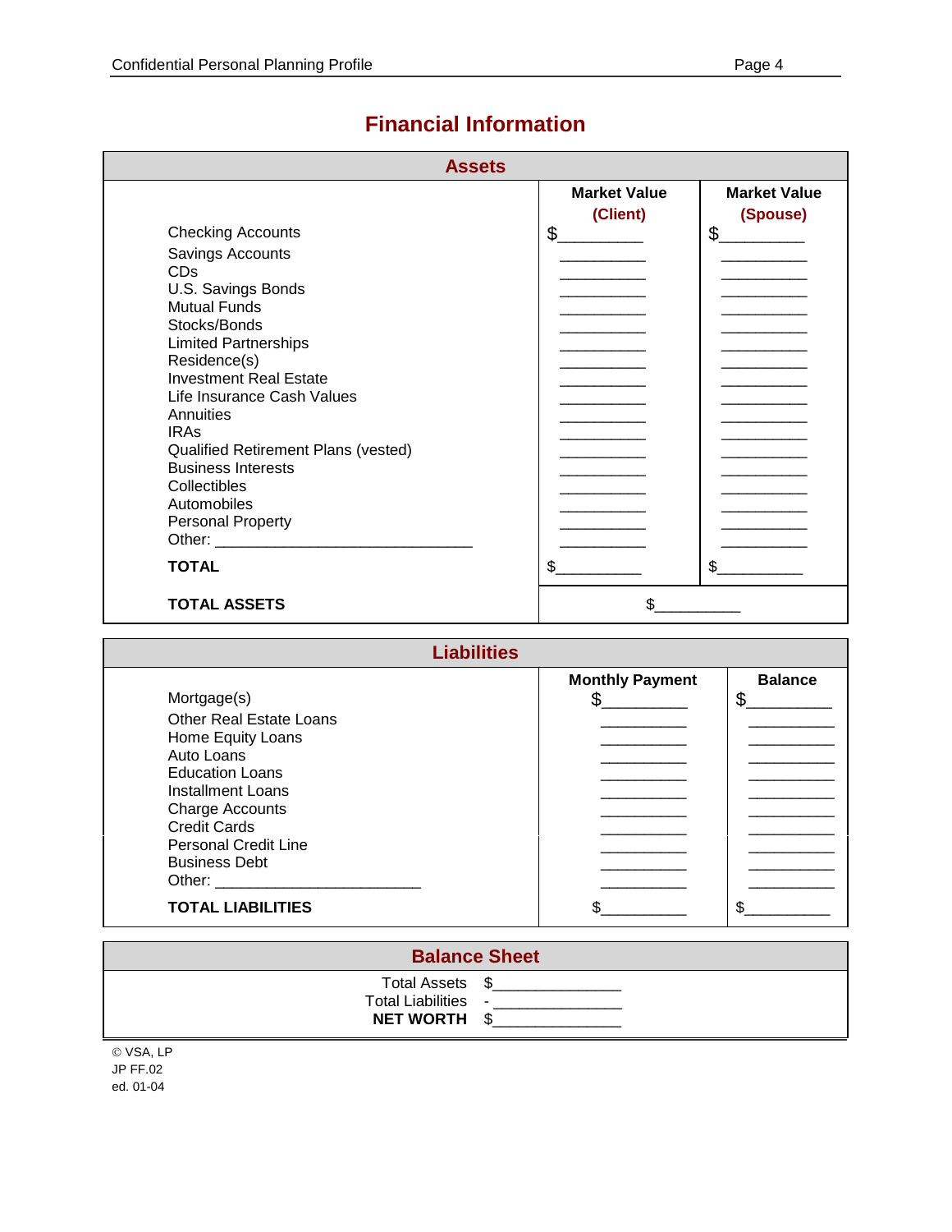# Financial Information

## Assets

| | Market Value (Client) | Market Value (Spouse) |
|---|---|---|
| Checking Accounts | $__________ | $__________ |
| Savings Accounts | __________ | __________ |
| CDs | __________ | __________ |
| U.S. Savings Bonds | __________ | __________ |
| Mutual Funds | __________ | __________ |
| Stocks/Bonds | __________ | __________ |
| Limited Partnerships | __________ | __________ |
| Residence(s) | __________ | __________ |
| Investment Real Estate | __________ | __________ |
| Life Insurance Cash Values | __________ | __________ |
| Annuities | __________ | __________ |
| IRAs | __________ | __________ |
| Qualified Retirement Plans (vested) | __________ | __________ |
| Business Interests | __________ | __________ |
| Collectibles | __________ | __________ |
| Automobiles | __________ | __________ |
| Personal Property | __________ | __________ |
| Other: ______________________________ | __________ | __________ |
| **TOTAL** | $__________ | $__________ |
| **TOTAL ASSETS** | $__________ | |

## Liabilities

| | Monthly Payment | Balance |
|---|---|---|
| Mortgage(s) | $_________ | $_________ |
| Other Real Estate Loans | __________ | __________ |
| Home Equity Loans | __________ | __________ |
| Auto Loans | __________ | __________ |
| Education Loans | __________ | __________ |
| Installment Loans | __________ | __________ |
| Charge Accounts | __________ | __________ |
| Credit Cards | __________ | __________ |
| Personal Credit Line | __________ | __________ |
| Business Debt | __________ | __________ |
| Other: _______________________ | __________ | __________ |
| **TOTAL LIABILITIES** | $__________ | $__________ |

## Balance Sheet

| | |
|---|---|
| Total Assets | $______________ |
| Total Liabilities | - ______________ |
| **NET WORTH** | $______________ |

© VSA, LP
JP FF.02
ed. 01-04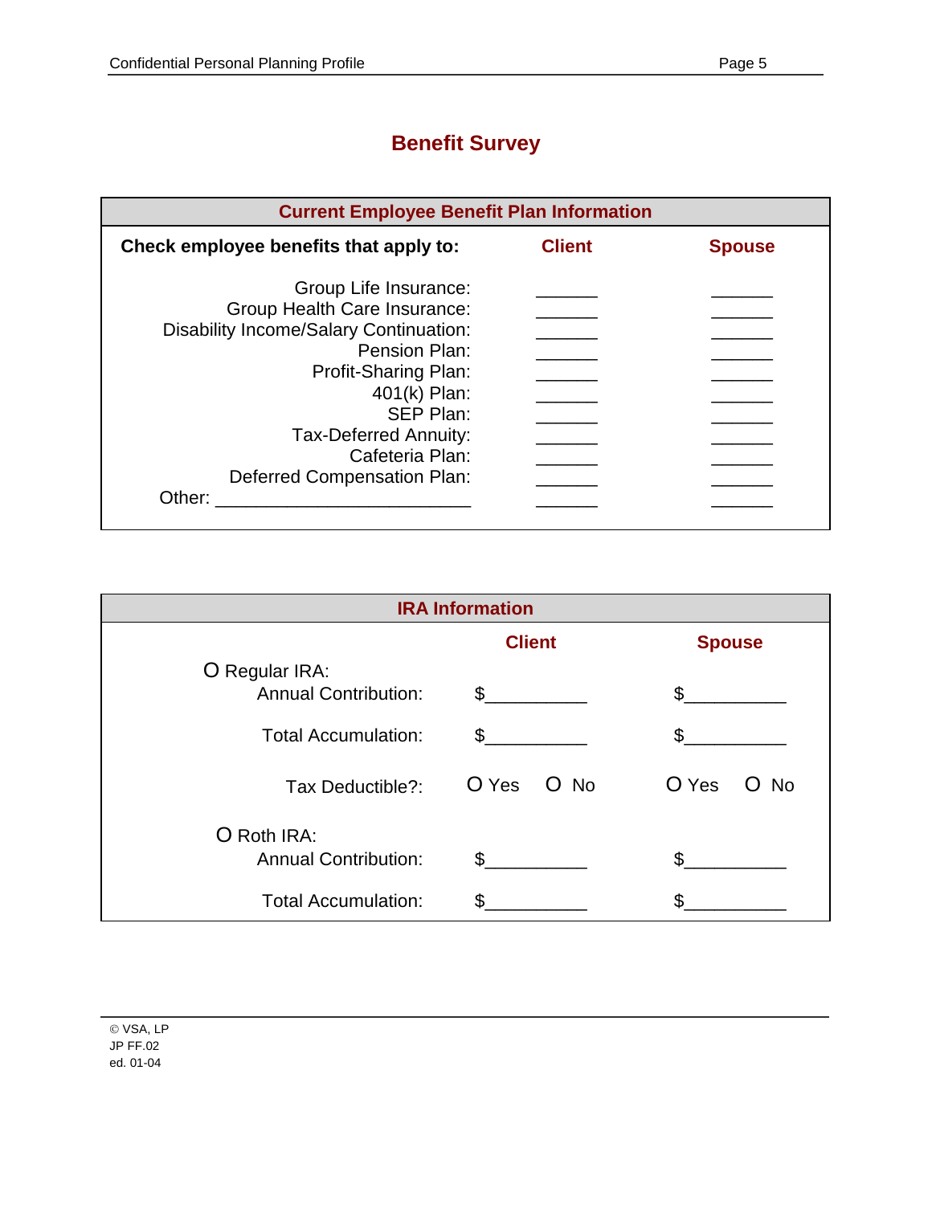# Benefit Survey

| Current Employee Benefit Plan Information | | |
|---|---|---|
| **Check employee benefits that apply to:** | **Client** | **Spouse** |
| Group Life Insurance: | ______ | ______ |
| Group Health Care Insurance: | ______ | ______ |
| Disability Income/Salary Continuation: | ______ | ______ |
| Pension Plan: | ______ | ______ |
| Profit-Sharing Plan: | ______ | ______ |
| 401(k) Plan: | ______ | ______ |
| SEP Plan: | ______ | ______ |
| Tax-Deferred Annuity: | ______ | ______ |
| Cafeteria Plan: | ______ | ______ |
| Deferred Compensation Plan: | ______ | ______ |
| Other: ________________________ | ______ | ______ |

| IRA Information | | |
|---|---|---|
| | **Client** | **Spouse** |
| O Regular IRA: | | |
| Annual Contribution: | $__________ | $__________ |
| Total Accumulation: | $__________ | $__________ |
| Tax Deductible?: | O Yes O No | O Yes O No |
| O Roth IRA: | | |
| Annual Contribution: | $__________ | $__________ |
| Total Accumulation: | $__________ | $__________ |

© VSA, LP
JP FF.02
ed. 01-04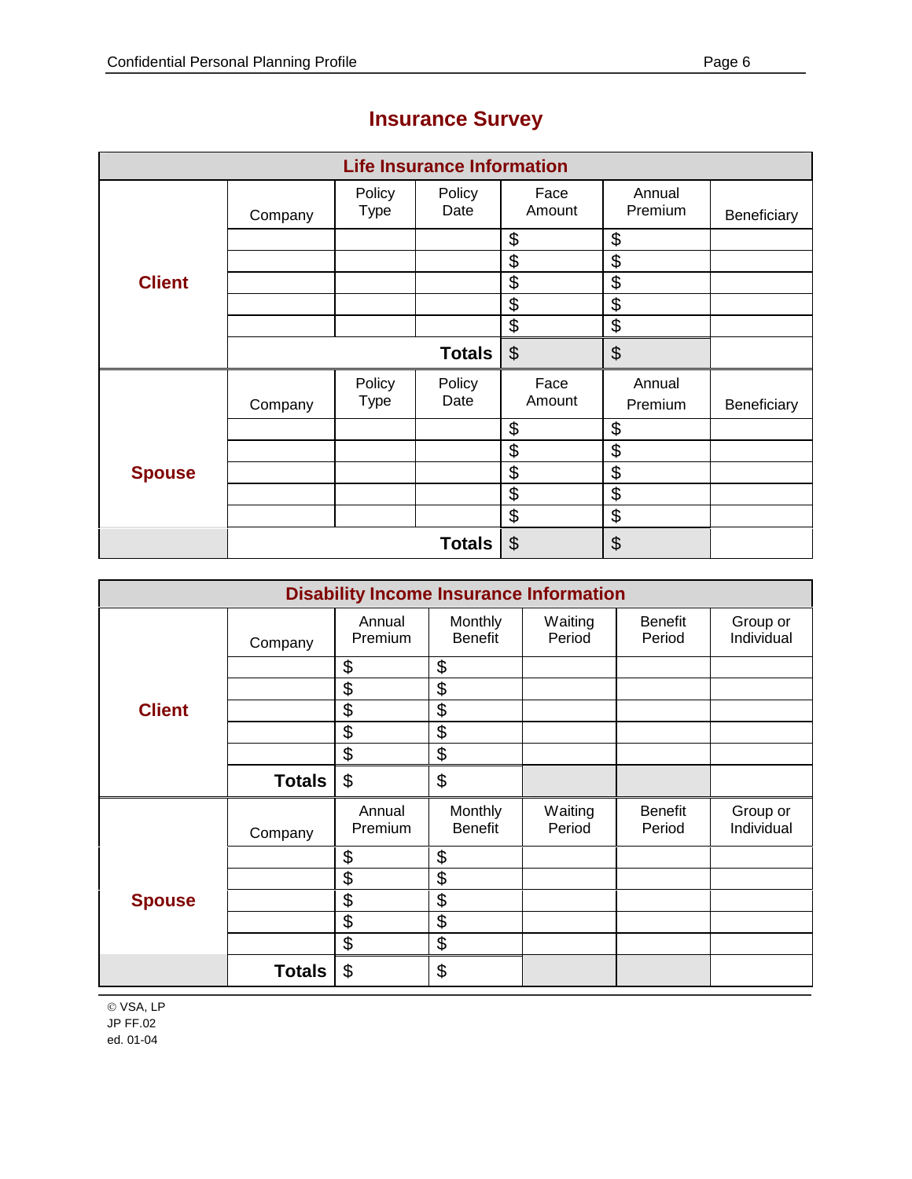# Insurance Survey

## Life Insurance Information

| | Company | Policy Type | Policy Date | Face Amount | Annual Premium | Beneficiary |
|---|---|---|---|---|---|---|
| **Client** | | | | $ | $ | |
| | | | | $ | $ | |
| | | | | $ | $ | |
| | | | | $ | $ | |
| | | | | $ | $ | |
| | | | **Totals** | $ | $ | |
| **Spouse** | Company | Policy Type | Policy Date | Face Amount | Annual Premium | Beneficiary |
| | | | | $ | $ | |
| | | | | $ | $ | |
| | | | | $ | $ | |
| | | | | $ | $ | |
| | | | | $ | $ | |
| | | | **Totals** | $ | $ | |

## Disability Income Insurance Information

| | Company | Annual Premium | Monthly Benefit | Waiting Period | Benefit Period | Group or Individual |
|---|---|---|---|---|---|---|
| **Client** | | $ | $ | | | |
| | | $ | $ | | | |
| | | $ | $ | | | |
| | | $ | $ | | | |
| | | $ | $ | | | |
| | **Totals** | $ | $ | | | |
| **Spouse** | Company | Annual Premium | Monthly Benefit | Waiting Period | Benefit Period | Group or Individual |
| | | $ | $ | | | |
| | | $ | $ | | | |
| | | $ | $ | | | |
| | | $ | $ | | | |
| | | $ | $ | | | |
| | **Totals** | $ | $ | | | |

© VSA, LP
JP FF.02
ed. 01-04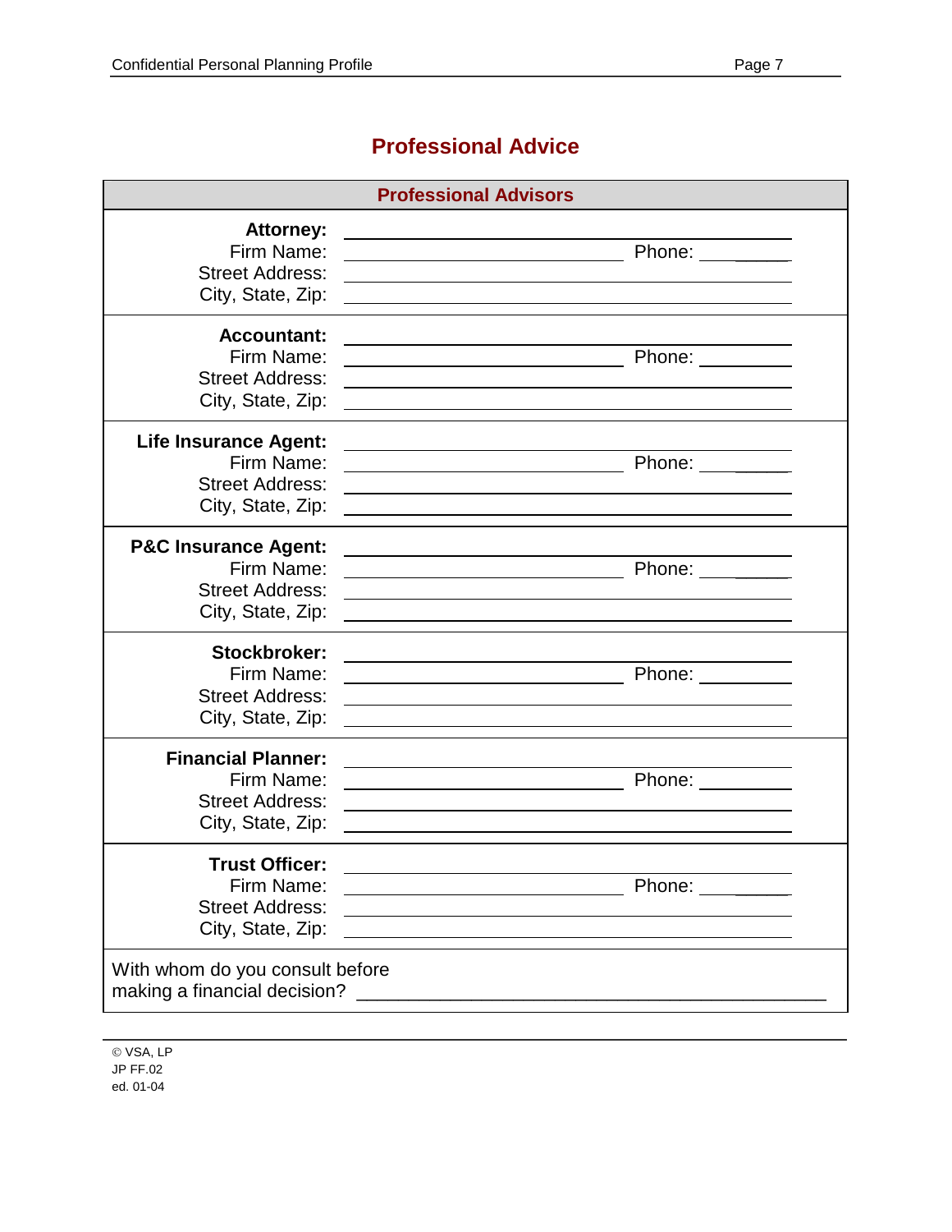# Professional Advice

## Professional Advisors

**Attorney:** \_\_\_\_\_\_\_\_\_\_\_\_\_\_\_\_\_\_\_\_\_\_\_\_\_\_\_\_\_\_\_\_\_\_\_\_\_\_\_\_
Firm Name: \_\_\_\_\_\_\_\_\_\_\_\_\_\_\_\_\_\_\_\_\_\_\_\_\_\_ Phone: \_\_\_\_\_\_\_\_\_\_
Street Address: \_\_\_\_\_\_\_\_\_\_\_\_\_\_\_\_\_\_\_\_\_\_\_\_\_\_\_\_\_\_\_\_\_\_\_\_\_\_\_\_
City, State, Zip: \_\_\_\_\_\_\_\_\_\_\_\_\_\_\_\_\_\_\_\_\_\_\_\_\_\_\_\_\_\_\_\_\_\_\_\_\_\_\_\_

**Accountant:** \_\_\_\_\_\_\_\_\_\_\_\_\_\_\_\_\_\_\_\_\_\_\_\_\_\_\_\_\_\_\_\_\_\_\_\_\_\_\_\_
Firm Name: \_\_\_\_\_\_\_\_\_\_\_\_\_\_\_\_\_\_\_\_\_\_\_\_\_\_ Phone: \_\_\_\_\_\_\_\_\_\_
Street Address: \_\_\_\_\_\_\_\_\_\_\_\_\_\_\_\_\_\_\_\_\_\_\_\_\_\_\_\_\_\_\_\_\_\_\_\_\_\_\_\_
City, State, Zip: \_\_\_\_\_\_\_\_\_\_\_\_\_\_\_\_\_\_\_\_\_\_\_\_\_\_\_\_\_\_\_\_\_\_\_\_\_\_\_\_

**Life Insurance Agent:** \_\_\_\_\_\_\_\_\_\_\_\_\_\_\_\_\_\_\_\_\_\_\_\_\_\_\_\_\_\_\_\_\_\_\_\_\_\_\_\_
Firm Name: \_\_\_\_\_\_\_\_\_\_\_\_\_\_\_\_\_\_\_\_\_\_\_\_\_\_ Phone: \_\_\_\_\_\_\_\_\_\_
Street Address: \_\_\_\_\_\_\_\_\_\_\_\_\_\_\_\_\_\_\_\_\_\_\_\_\_\_\_\_\_\_\_\_\_\_\_\_\_\_\_\_
City, State, Zip: \_\_\_\_\_\_\_\_\_\_\_\_\_\_\_\_\_\_\_\_\_\_\_\_\_\_\_\_\_\_\_\_\_\_\_\_\_\_\_\_

**P&C Insurance Agent:** \_\_\_\_\_\_\_\_\_\_\_\_\_\_\_\_\_\_\_\_\_\_\_\_\_\_\_\_\_\_\_\_\_\_\_\_\_\_\_\_
Firm Name: \_\_\_\_\_\_\_\_\_\_\_\_\_\_\_\_\_\_\_\_\_\_\_\_\_\_ Phone: \_\_\_\_\_\_\_\_\_\_
Street Address: \_\_\_\_\_\_\_\_\_\_\_\_\_\_\_\_\_\_\_\_\_\_\_\_\_\_\_\_\_\_\_\_\_\_\_\_\_\_\_\_
City, State, Zip: \_\_\_\_\_\_\_\_\_\_\_\_\_\_\_\_\_\_\_\_\_\_\_\_\_\_\_\_\_\_\_\_\_\_\_\_\_\_\_\_

**Stockbroker:** \_\_\_\_\_\_\_\_\_\_\_\_\_\_\_\_\_\_\_\_\_\_\_\_\_\_\_\_\_\_\_\_\_\_\_\_\_\_\_\_
Firm Name: \_\_\_\_\_\_\_\_\_\_\_\_\_\_\_\_\_\_\_\_\_\_\_\_\_\_ Phone: \_\_\_\_\_\_\_\_\_\_
Street Address: \_\_\_\_\_\_\_\_\_\_\_\_\_\_\_\_\_\_\_\_\_\_\_\_\_\_\_\_\_\_\_\_\_\_\_\_\_\_\_\_
City, State, Zip: \_\_\_\_\_\_\_\_\_\_\_\_\_\_\_\_\_\_\_\_\_\_\_\_\_\_\_\_\_\_\_\_\_\_\_\_\_\_\_\_

**Financial Planner:** \_\_\_\_\_\_\_\_\_\_\_\_\_\_\_\_\_\_\_\_\_\_\_\_\_\_\_\_\_\_\_\_\_\_\_\_\_\_\_\_
Firm Name: \_\_\_\_\_\_\_\_\_\_\_\_\_\_\_\_\_\_\_\_\_\_\_\_\_\_ Phone: \_\_\_\_\_\_\_\_\_\_
Street Address: \_\_\_\_\_\_\_\_\_\_\_\_\_\_\_\_\_\_\_\_\_\_\_\_\_\_\_\_\_\_\_\_\_\_\_\_\_\_\_\_
City, State, Zip: \_\_\_\_\_\_\_\_\_\_\_\_\_\_\_\_\_\_\_\_\_\_\_\_\_\_\_\_\_\_\_\_\_\_\_\_\_\_\_\_

**Trust Officer:** \_\_\_\_\_\_\_\_\_\_\_\_\_\_\_\_\_\_\_\_\_\_\_\_\_\_\_\_\_\_\_\_\_\_\_\_\_\_\_\_
Firm Name: \_\_\_\_\_\_\_\_\_\_\_\_\_\_\_\_\_\_\_\_\_\_\_\_\_\_ Phone: \_\_\_\_\_\_\_\_\_\_
Street Address: \_\_\_\_\_\_\_\_\_\_\_\_\_\_\_\_\_\_\_\_\_\_\_\_\_\_\_\_\_\_\_\_\_\_\_\_\_\_\_\_
City, State, Zip: \_\_\_\_\_\_\_\_\_\_\_\_\_\_\_\_\_\_\_\_\_\_\_\_\_\_\_\_\_\_\_\_\_\_\_\_\_\_\_\_

With whom do you consult before making a financial decision? \_\_\_\_\_\_\_\_\_\_\_\_\_\_\_\_\_\_\_\_\_\_\_\_\_\_\_\_\_\_\_\_\_\_\_\_\_\_\_\_

© VSA, LP
JP FF.02
ed. 01-04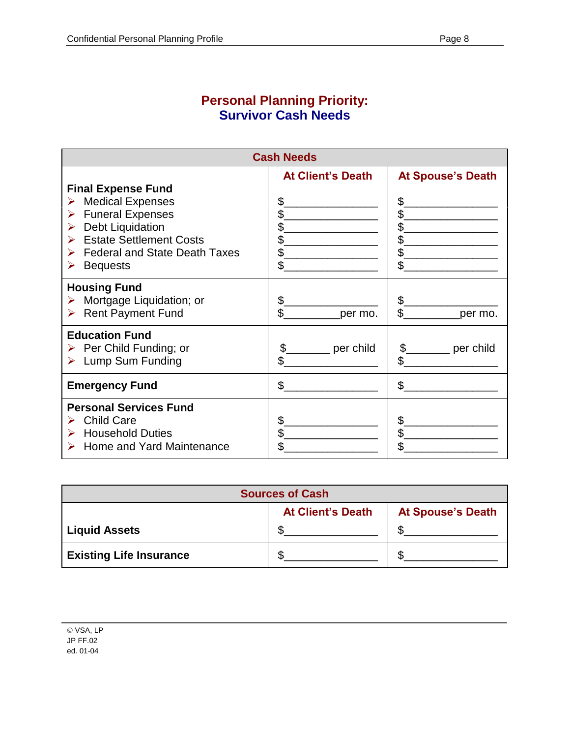# Personal Planning Priority:
## Survivor Cash Needs

| Cash Needs | | |
|---|---|---|
| | **At Client's Death** | **At Spouse's Death** |
| **Final Expense Fund** | | |
| ➢ Medical Expenses | $_______________ | $_______________ |
| ➢ Funeral Expenses | $_______________ | $_______________ |
| ➢ Debt Liquidation | $_______________ | $_______________ |
| ➢ Estate Settlement Costs | $_______________ | $_______________ |
| ➢ Federal and State Death Taxes | $_______________ | $_______________ |
| ➢ Bequests | $_______________ | $_______________ |
| **Housing Fund** | | |
| ➢ Mortgage Liquidation; or | $_______________ | $_______________ |
| ➢ Rent Payment Fund | $_________per mo. | $_________per mo. |
| **Education Fund** | | |
| ➢ Per Child Funding; or | $_______ per child | $_______ per child |
| ➢ Lump Sum Funding | $_______________ | $_______________ |
| **Emergency Fund** | $_______________ | $_______________ |
| **Personal Services Fund** | | |
| ➢ Child Care | $_______________ | $_______________ |
| ➢ Household Duties | $_______________ | $_______________ |
| ➢ Home and Yard Maintenance | $_______________ | $_______________ |

| Sources of Cash | | |
|---|---|---|
| | **At Client's Death** | **At Spouse's Death** |
| **Liquid Assets** | $_______________ | $_______________ |
| **Existing Life Insurance** | $_______________ | $_______________ |

© VSA, LP
JP FF.02
ed. 01-04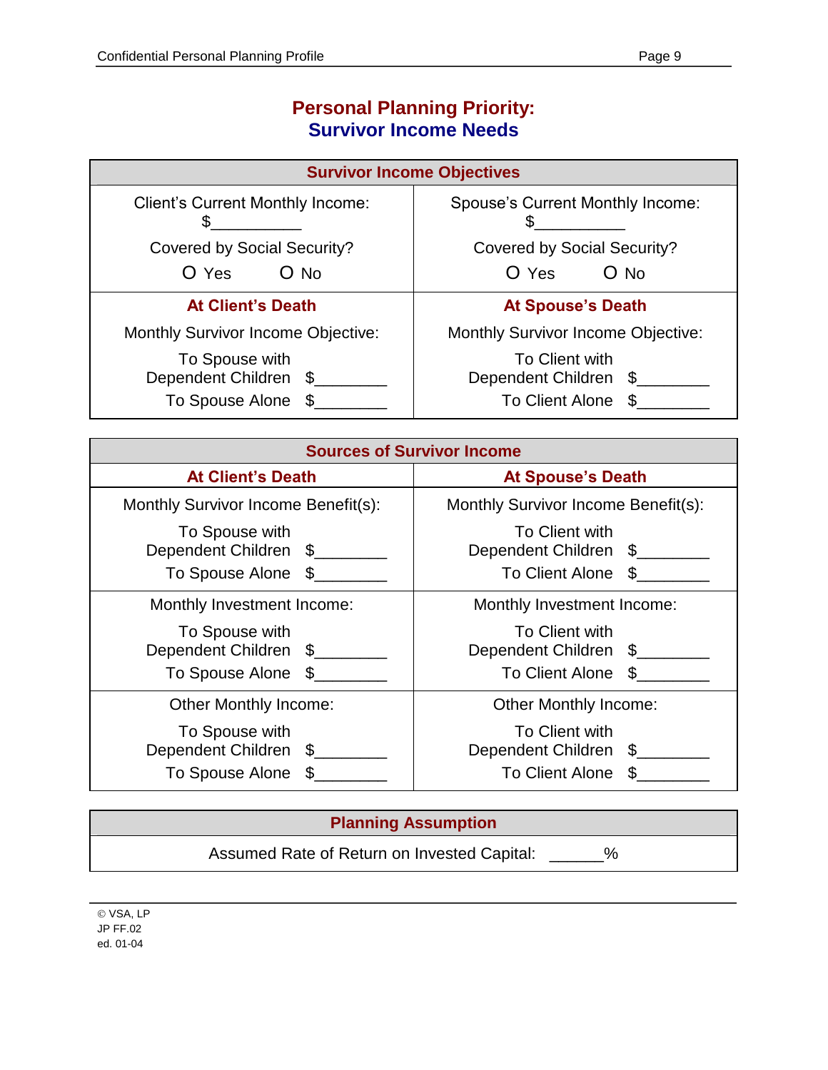# Personal Planning Priority:
## Survivor Income Needs

| Survivor Income Objectives | |
|---|---|
| Client's Current Monthly Income: $__________ | Spouse's Current Monthly Income: $__________ |
| Covered by Social Security? O Yes O No | Covered by Social Security? O Yes O No |
| **At Client's Death** | **At Spouse's Death** |
| Monthly Survivor Income Objective: | Monthly Survivor Income Objective: |
| To Spouse with Dependent Children $________ | To Client with Dependent Children $________ |
| To Spouse Alone $________ | To Client Alone $________ |

| Sources of Survivor Income | |
|---|---|
| **At Client's Death** | **At Spouse's Death** |
| Monthly Survivor Income Benefit(s): | Monthly Survivor Income Benefit(s): |
| To Spouse with Dependent Children $________ | To Client with Dependent Children $________ |
| To Spouse Alone $________ | To Client Alone $________ |
| Monthly Investment Income: | Monthly Investment Income: |
| To Spouse with Dependent Children $________ | To Client with Dependent Children $________ |
| To Spouse Alone $________ | To Client Alone $________ |
| Other Monthly Income: | Other Monthly Income: |
| To Spouse with Dependent Children $________ | To Client with Dependent Children $________ |
| To Spouse Alone $________ | To Client Alone $________ |

| Planning Assumption |
|---|
| Assumed Rate of Return on Invested Capital: ______% |

© VSA, LP
JP FF.02
ed. 01-04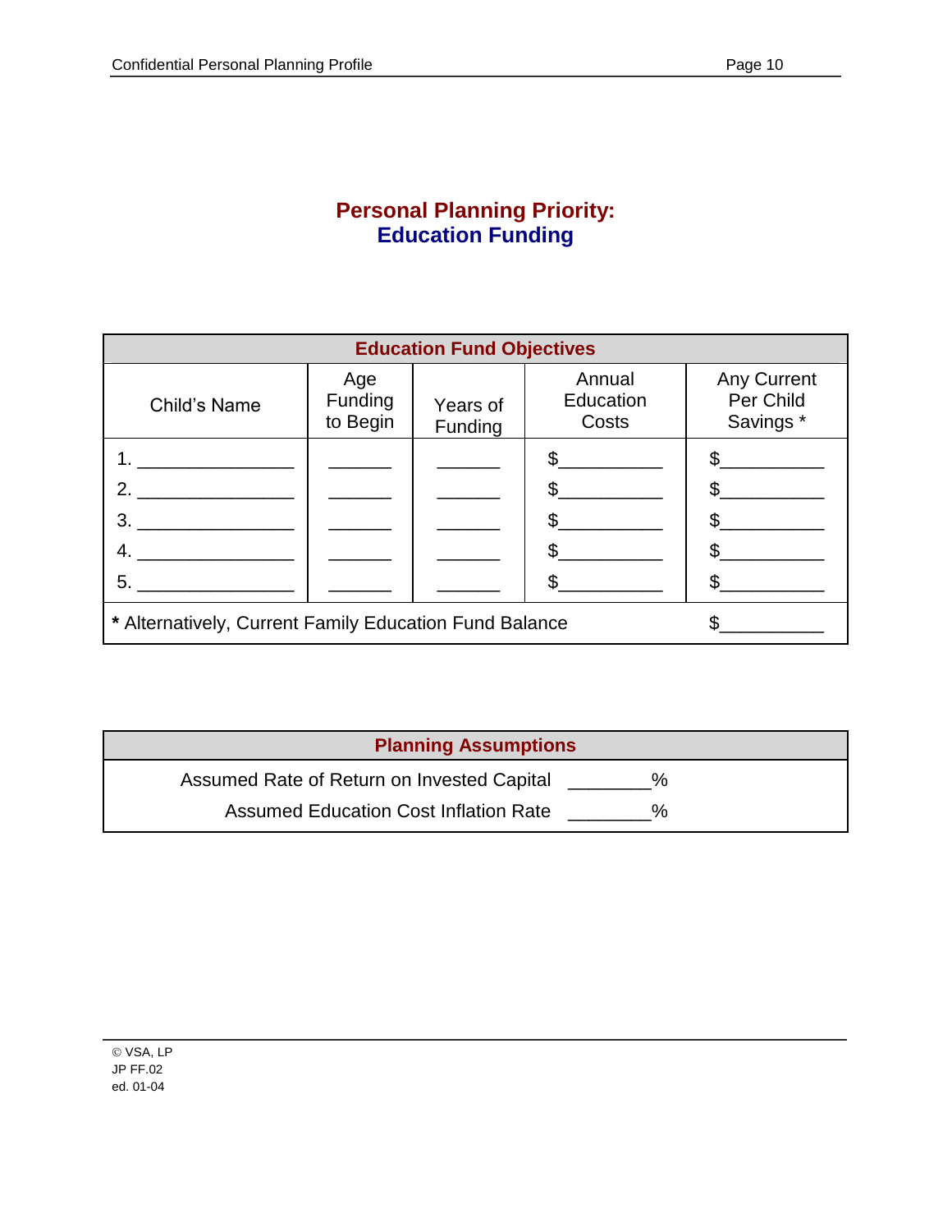# Personal Planning Priority:
# Education Funding

| Education Fund Objectives | | | | |
|---|---|---|---|---|
| Child's Name | Age Funding to Begin | Years of Funding | Annual Education Costs | Any Current Per Child Savings * |
| 1. _______________ | ______ | ______ | $__________ | $__________ |
| 2. _______________ | ______ | ______ | $__________ | $__________ |
| 3. _______________ | ______ | ______ | $__________ | $__________ |
| 4. _______________ | ______ | ______ | $__________ | $__________ |
| 5. _______________ | ______ | ______ | $__________ | $__________ |
| **\*** Alternatively, Current Family Education Fund Balance | | | | $__________ |

| Planning Assumptions | |
|---|---|
| Assumed Rate of Return on Invested Capital | ________% |
| Assumed Education Cost Inflation Rate | ________% |

© VSA, LP
JP FF.02
ed. 01-04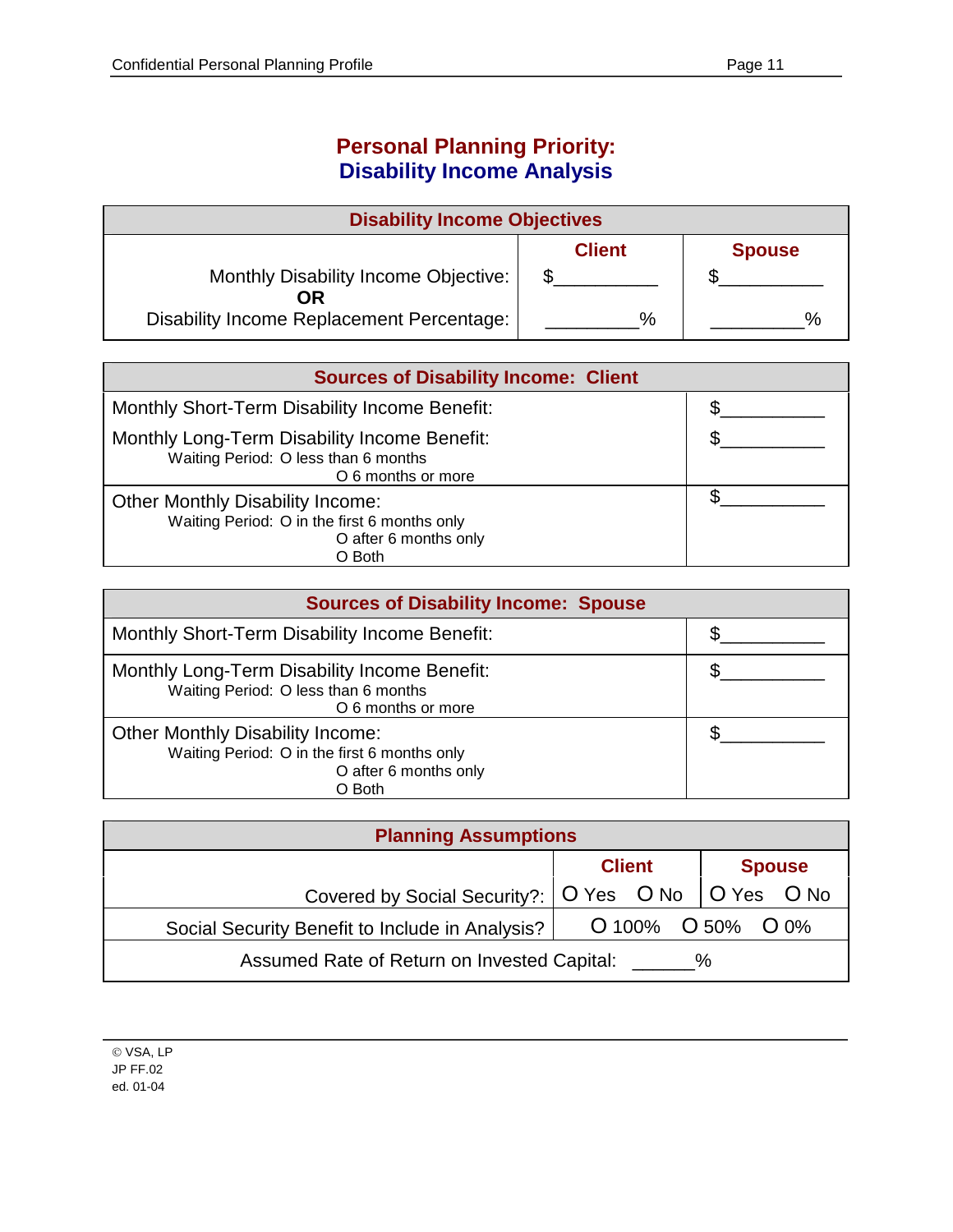# Personal Planning Priority:
# Disability Income Analysis

| Disability Income Objectives | | |
|---|---|---|
| | **Client** | **Spouse** |
| Monthly Disability Income Objective: | $__________ | $__________ |
| **OR** | | |
| Disability Income Replacement Percentage: | _________% | _________% |

| Sources of Disability Income: Client | |
|---|---|
| Monthly Short-Term Disability Income Benefit: | $__________ |
| Monthly Long-Term Disability Income Benefit:<br>Waiting Period: O less than 6 months<br>O 6 months or more | $__________ |
| Other Monthly Disability Income:<br>Waiting Period: O in the first 6 months only<br>O after 6 months only<br>O Both | $__________ |

| Sources of Disability Income: Spouse | |
|---|---|
| Monthly Short-Term Disability Income Benefit: | $__________ |
| Monthly Long-Term Disability Income Benefit:<br>Waiting Period: O less than 6 months<br>O 6 months or more | $__________ |
| Other Monthly Disability Income:<br>Waiting Period: O in the first 6 months only<br>O after 6 months only<br>O Both | $__________ |

| Planning Assumptions | | |
|---|---|---|
| | **Client** | **Spouse** |
| Covered by Social Security?: | O Yes O No | O Yes O No |
| Social Security Benefit to Include in Analysis? | O 100% O 50% O 0% | |
| Assumed Rate of Return on Invested Capital: ______% | | |

© VSA, LP
JP FF.02
ed. 01-04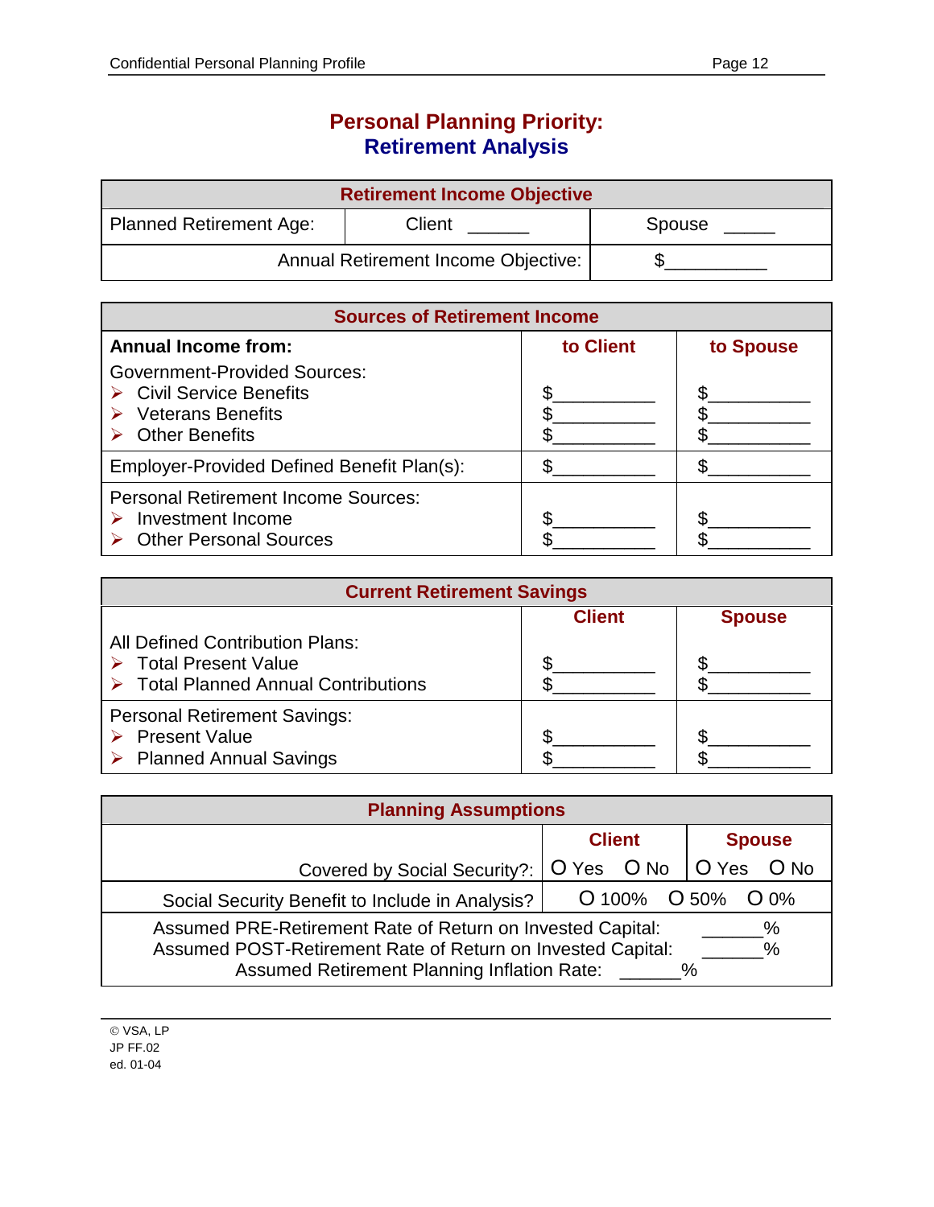# Personal Planning Priority:
## Retirement Analysis

| Retirement Income Objective | | |
|---|---|---|
| Planned Retirement Age: | Client ______ | Spouse _____ |
| Annual Retirement Income Objective: | | $__________ |

| Sources of Retirement Income | | |
|---|---|---|
| **Annual Income from:** | **to Client** | **to Spouse** |
| Government-Provided Sources: | | |
| ➢ Civil Service Benefits | $__________ | $__________ |
| ➢ Veterans Benefits | $__________ | $__________ |
| ➢ Other Benefits | $__________ | $__________ |
| Employer-Provided Defined Benefit Plan(s): | $__________ | $__________ |
| Personal Retirement Income Sources: | | |
| ➢ Investment Income | $__________ | $__________ |
| ➢ Other Personal Sources | $__________ | $__________ |

| Current Retirement Savings | | |
|---|---|---|
| | **Client** | **Spouse** |
| All Defined Contribution Plans: | | |
| ➢ Total Present Value | $__________ | $__________ |
| ➢ Total Planned Annual Contributions | $__________ | $__________ |
| Personal Retirement Savings: | | |
| ➢ Present Value | $__________ | $__________ |
| ➢ Planned Annual Savings | $__________ | $__________ |

| Planning Assumptions | | |
|---|---|---|
| | **Client** | **Spouse** |
| Covered by Social Security?: | O Yes O No | O Yes O No |
| Social Security Benefit to Include in Analysis? | O 100% O 50% O 0% | |
| Assumed PRE-Retirement Rate of Return on Invested Capital: | ______% | |
| Assumed POST-Retirement Rate of Return on Invested Capital: | ______% | |
| Assumed Retirement Planning Inflation Rate: | ______% | |

© VSA, LP
JP FF.02
ed. 01-04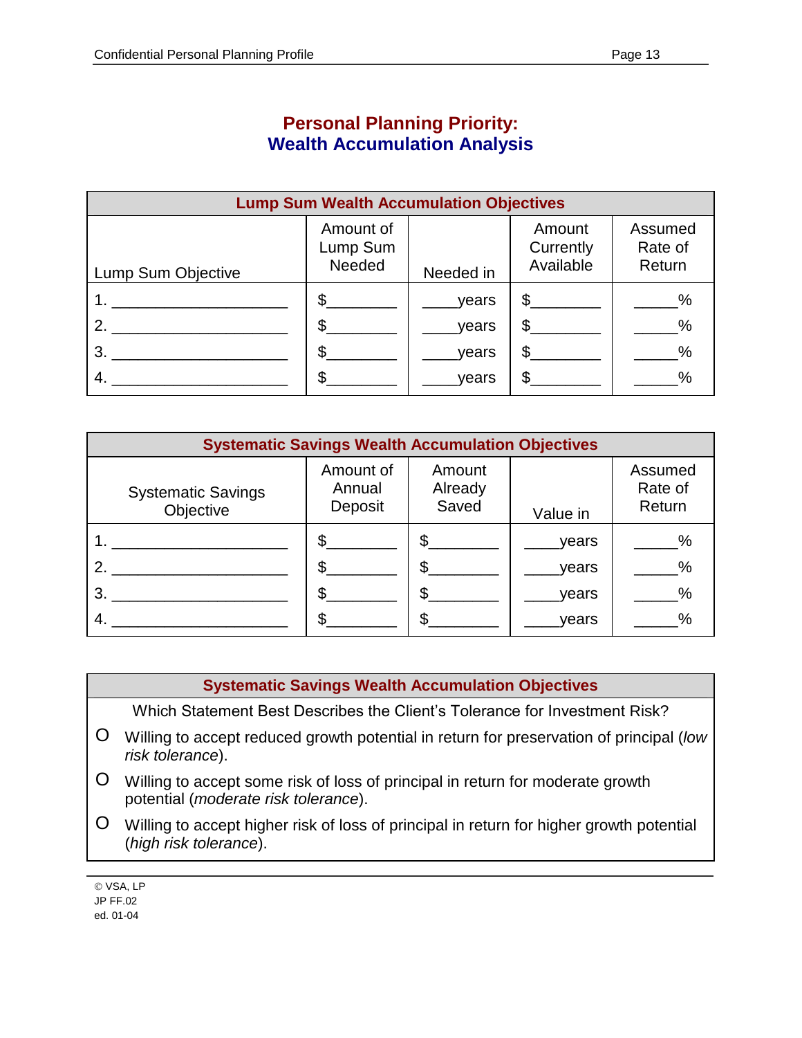# Personal Planning Priority:
## Wealth Accumulation Analysis

| Lump Sum Wealth Accumulation Objectives | | | | |
|---|---|---|---|---|
| Lump Sum Objective | Amount of Lump Sum Needed | Needed in | Amount Currently Available | Assumed Rate of Return |
| 1. ____________________ | $________ | ____years | $________ | _____% |
| 2. ____________________ | $________ | ____years | $________ | _____% |
| 3. ____________________ | $________ | ____years | $________ | _____% |
| 4. ____________________ | $________ | ____years | $________ | _____% |

| Systematic Savings Wealth Accumulation Objectives | | | | |
|---|---|---|---|---|
| Systematic Savings Objective | Amount of Annual Deposit | Amount Already Saved | Value in | Assumed Rate of Return |
| 1. ____________________ | $________ | $________ | ____years | _____% |
| 2. ____________________ | $________ | $________ | ____years | _____% |
| 3. ____________________ | $________ | $________ | ____years | _____% |
| 4. ____________________ | $________ | $________ | ____years | _____% |

**Systematic Savings Wealth Accumulation Objectives**

Which Statement Best Describes the Client's Tolerance for Investment Risk?

- O Willing to accept reduced growth potential in return for preservation of principal (*low risk tolerance*).
- O Willing to accept some risk of loss of principal in return for moderate growth potential (*moderate risk tolerance*).
- O Willing to accept higher risk of loss of principal in return for higher growth potential (*high risk tolerance*).

© VSA, LP
JP FF.02
ed. 01-04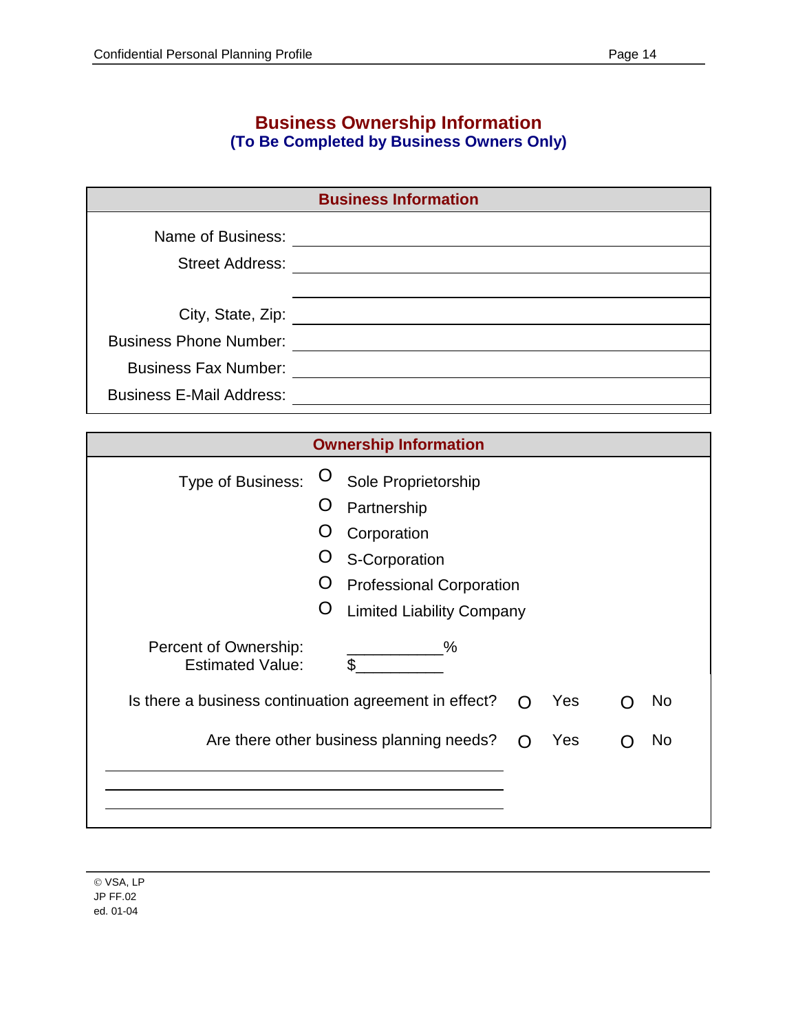# Business Ownership Information

**(To Be Completed by Business Owners Only)**

## Business Information

Name of Business: ______________________________

Street Address: ______________________________

______________________________

City, State, Zip: ______________________________

Business Phone Number: ______________________________

Business Fax Number: ______________________________

Business E-Mail Address: ______________________________

## Ownership Information

Type of Business:

- O Sole Proprietorship
- O Partnership
- O Corporation
- O S-Corporation
- O Professional Corporation
- O Limited Liability Company

Percent of Ownership: ___________%

Estimated Value: $__________

Is there a business continuation agreement in effect? O Yes O No

Are there other business planning needs? O Yes O No

______________________________

______________________________

______________________________

© VSA, LP
JP FF.02
ed. 01-04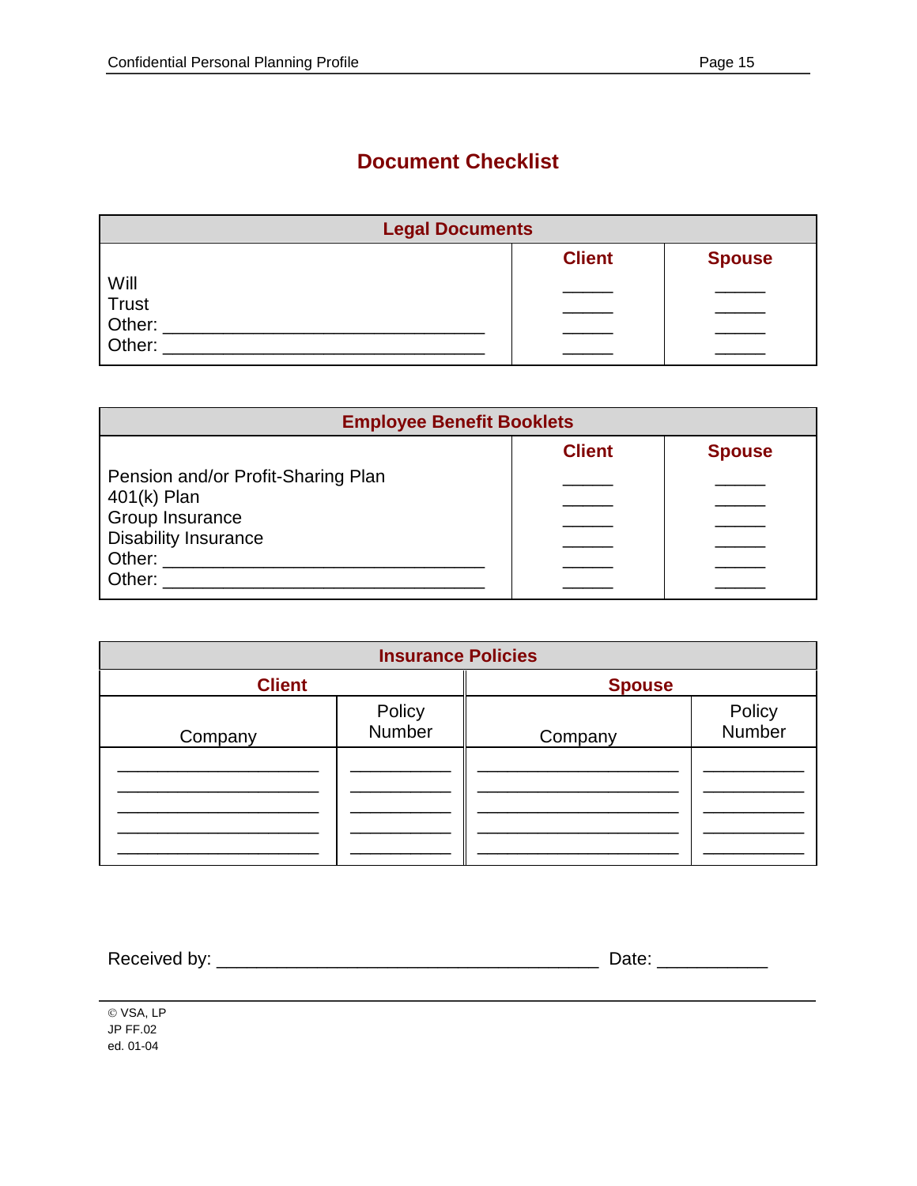# Document Checklist

| Legal Documents | Client | Spouse |
| --- | --- | --- |
| Will | _____ | _____ |
| Trust | _____ | _____ |
| Other: ________________________________ | _____ | _____ |
| Other: ________________________________ | _____ | _____ |

| Employee Benefit Booklets | Client | Spouse |
| --- | --- | --- |
| Pension and/or Profit-Sharing Plan | _____ | _____ |
| 401(k) Plan | _____ | _____ |
| Group Insurance | _____ | _____ |
| Disability Insurance | _____ | _____ |
| Other: ________________________________ | _____ | _____ |
| Other: ________________________________ | _____ | _____ |

| Insurance Policies | | | |
| --- | --- | --- | --- |
| Client | | Spouse | |
| Company | Policy Number | Company | Policy Number |
| ____________________ | __________ | ____________________ | __________ |
| ____________________ | __________ | ____________________ | __________ |
| ____________________ | __________ | ____________________ | __________ |
| ____________________ | __________ | ____________________ | __________ |
| ____________________ | __________ | ____________________ | __________ |

Received by: ______________________________________ Date: ___________

© VSA, LP
JP FF.02
ed. 01-04